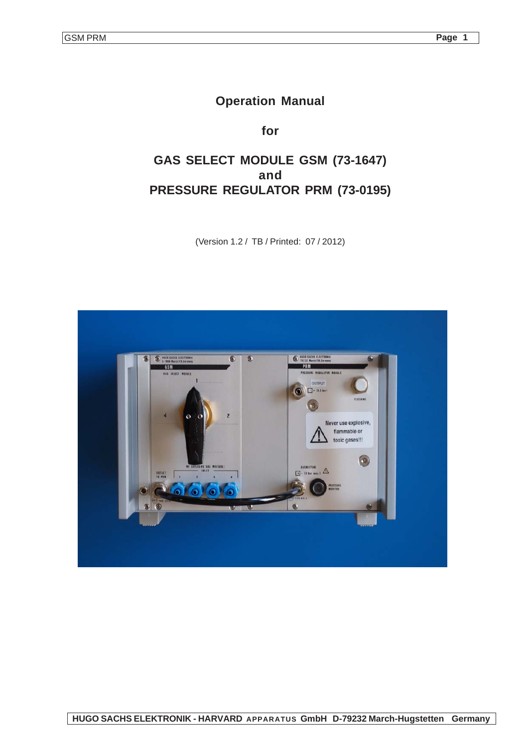# Operation Manual

## for

## GAS SELECT MODULE GSM (73-1647)
## and
## PRESSURE REGULATOR PRM (73-0195)

(Version 1.2 / TB / Printed: 07 / 2012)

HUGO SACHS ELEKTRONIK - HARVARD APPARATUS GmbH D-79232 March-Hugstetten Germany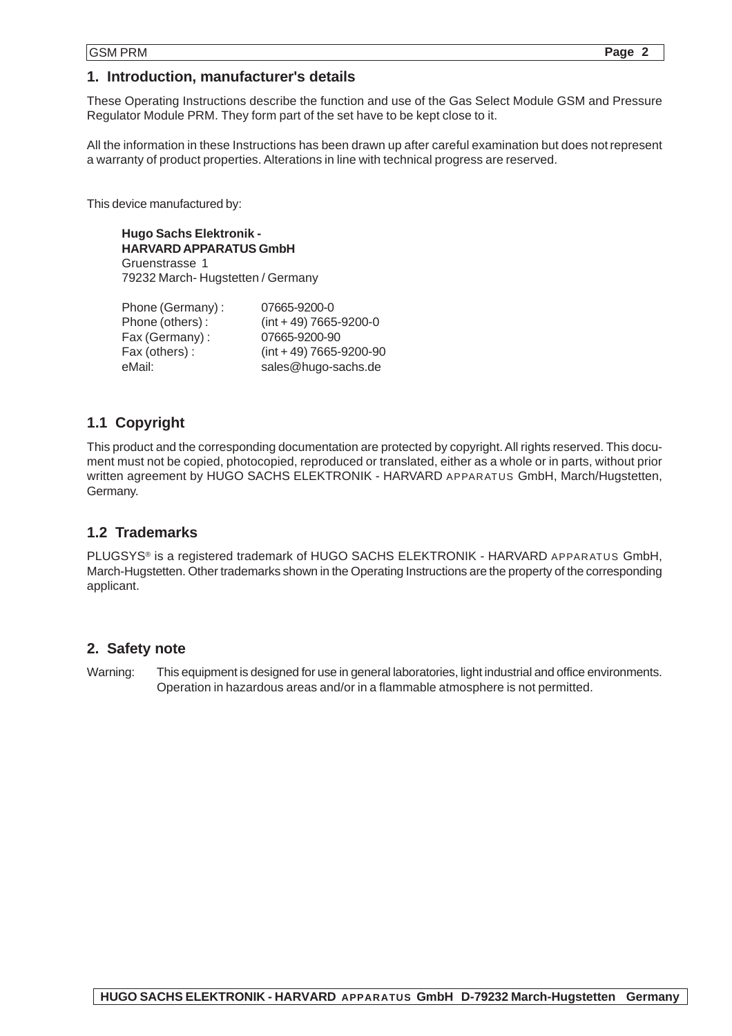## 1. Introduction, manufacturer's details

These Operating Instructions describe the function and use of the Gas Select Module GSM and Pressure Regulator Module PRM. They form part of the set have to be kept close to it.

All the information in these Instructions has been drawn up after careful examination but does not represent a warranty of product properties. Alterations in line with technical progress are reserved.

This device manufactured by:

**Hugo Sachs Elektronik -**
**HARVARD APPARATUS GmbH**
Gruenstrasse 1
79232 March- Hugstetten / Germany

| | |
|---|---|
| Phone (Germany) : | 07665-9200-0 |
| Phone (others) : | (int + 49) 7665-9200-0 |
| Fax (Germany) : | 07665-9200-90 |
| Fax (others) : | (int + 49) 7665-9200-90 |
| eMail: | sales@hugo-sachs.de |

### 1.1 Copyright

This product and the corresponding documentation are protected by copyright. All rights reserved. This document must not be copied, photocopied, reproduced or translated, either as a whole or in parts, without prior written agreement by HUGO SACHS ELEKTRONIK - HARVARD APPARATUS GmbH, March/Hugstetten, Germany.

### 1.2 Trademarks

PLUGSYS® is a registered trademark of HUGO SACHS ELEKTRONIK - HARVARD APPARATUS GmbH, March-Hugstetten. Other trademarks shown in the Operating Instructions are the property of the corresponding applicant.

## 2. Safety note

Warning: This equipment is designed for use in general laboratories, light industrial and office environments. Operation in hazardous areas and/or in a flammable atmosphere is not permitted.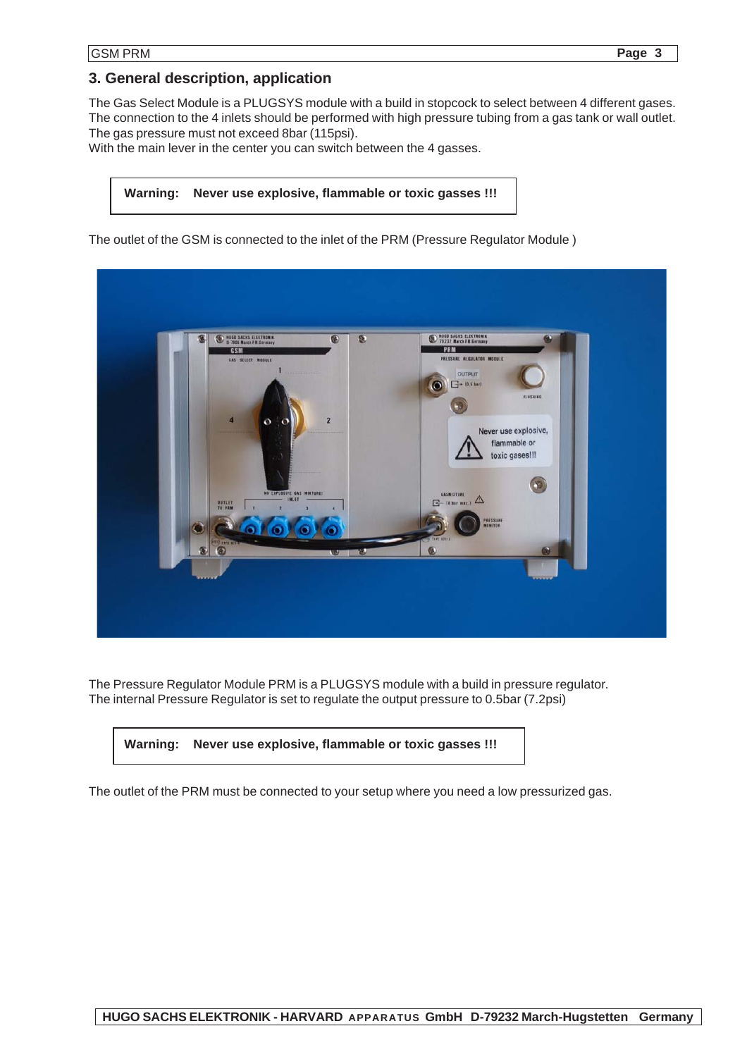## 3. General description, application

The Gas Select Module is a PLUGSYS module with a build in stopcock to select between 4 different gases. The connection to the 4 inlets should be performed with high pressure tubing from a gas tank or wall outlet. The gas pressure must not exceed 8bar (115psi).
With the main lever in the center you can switch between the 4 gasses.

**Warning: Never use explosive, flammable or toxic gasses !!!**

The outlet of the GSM is connected to the inlet of the PRM (Pressure Regulator Module )

The Pressure Regulator Module PRM is a PLUGSYS module with a build in pressure regulator.
The internal Pressure Regulator is set to regulate the output pressure to 0.5bar (7.2psi)

**Warning: Never use explosive, flammable or toxic gasses !!!**

The outlet of the PRM must be connected to your setup where you need a low pressurized gas.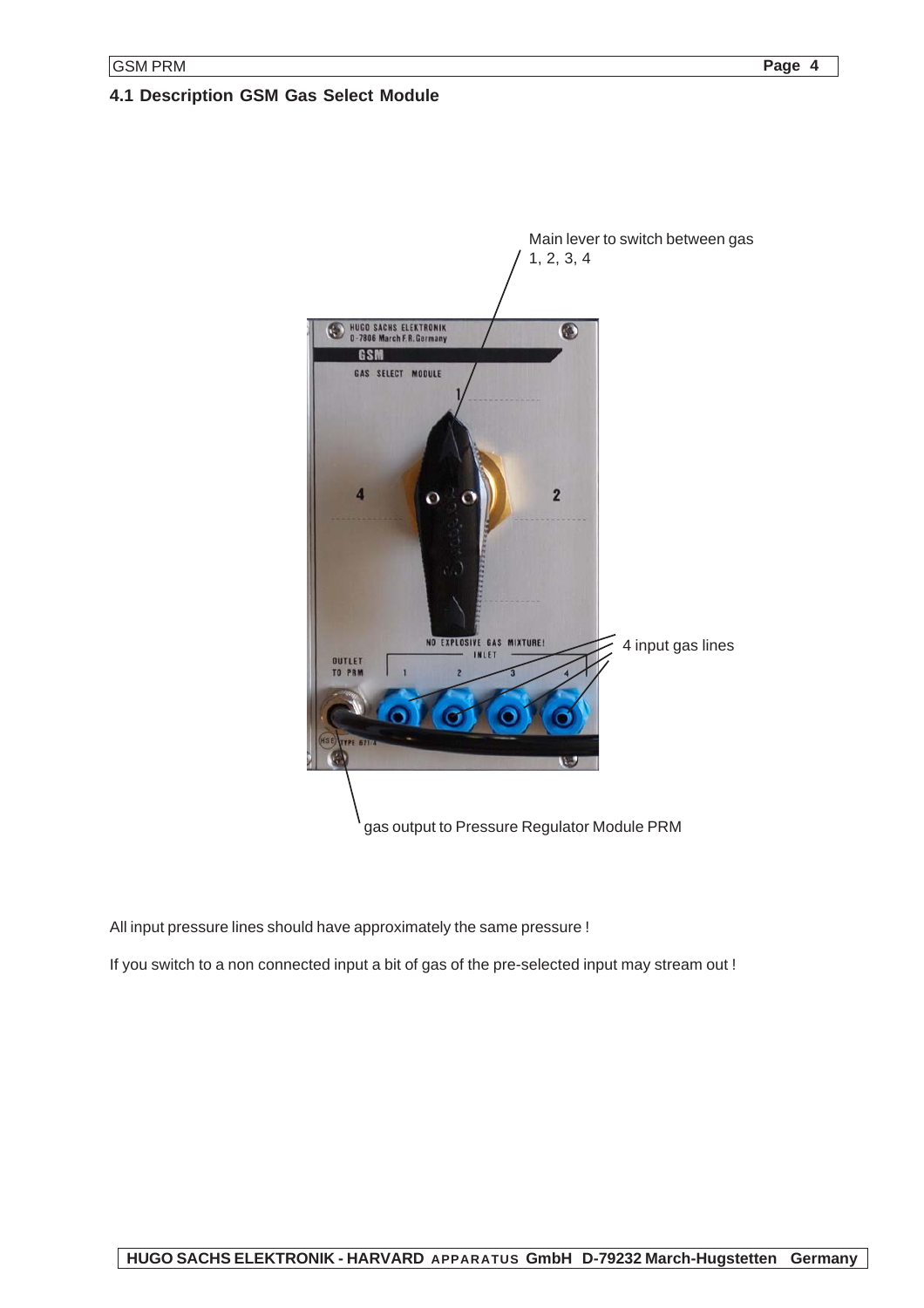## 4.1 Description GSM Gas Select Module

Main lever to switch between gas 1, 2, 3, 4

4 input gas lines

gas output to Pressure Regulator Module PRM

All input pressure lines should have approximately the same pressure !

If you switch to a non connected input a bit of gas of the pre-selected input may stream out !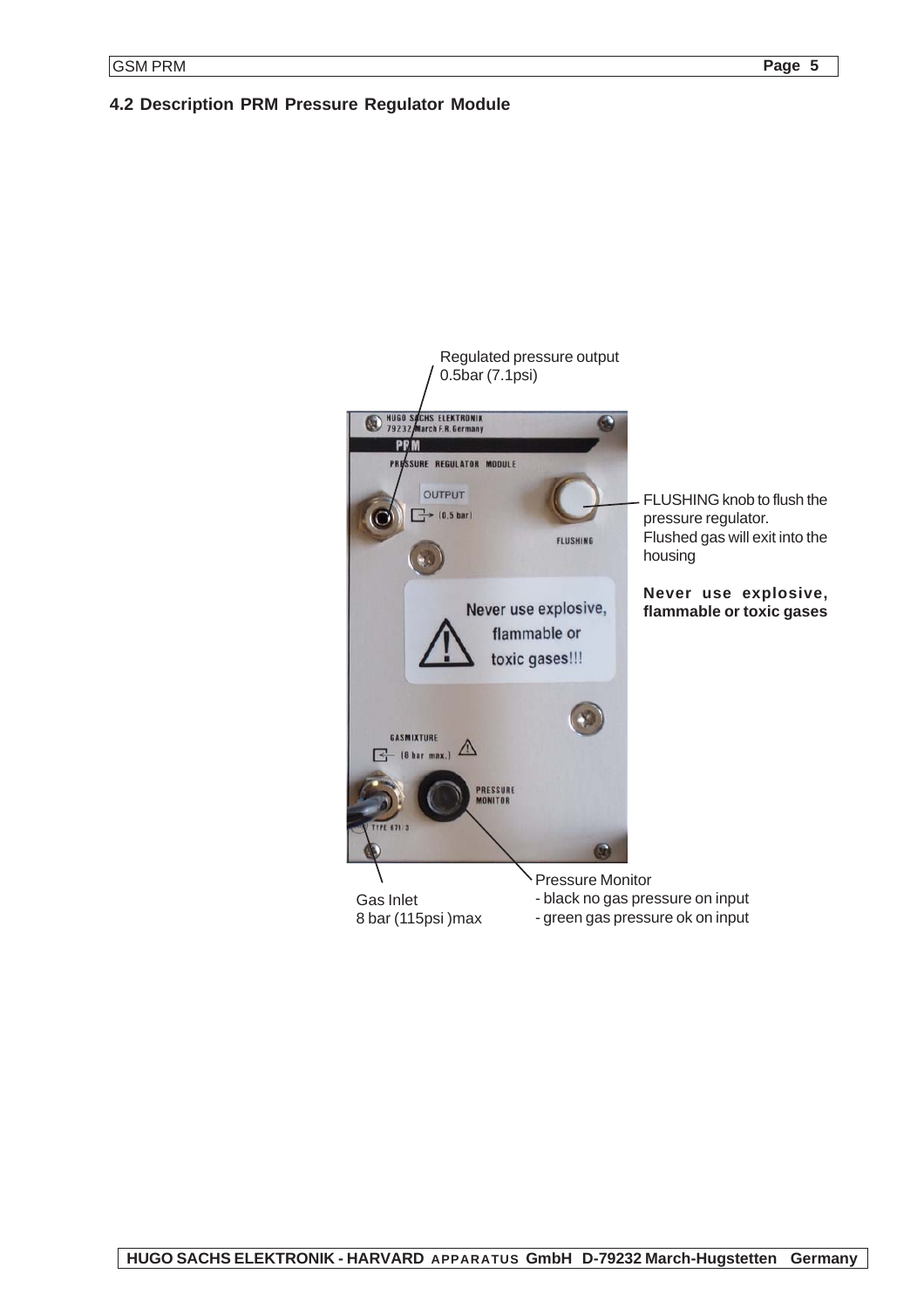## 4.2 Description PRM Pressure Regulator Module

Regulated pressure output
0.5bar (7.1psi)

FLUSHING knob to flush the pressure regulator.
Flushed gas will exit into the housing

**Never use explosive, flammable or toxic gases**

Gas Inlet
8 bar (115psi )max

Pressure Monitor
- black no gas pressure on input
- green gas pressure ok on input